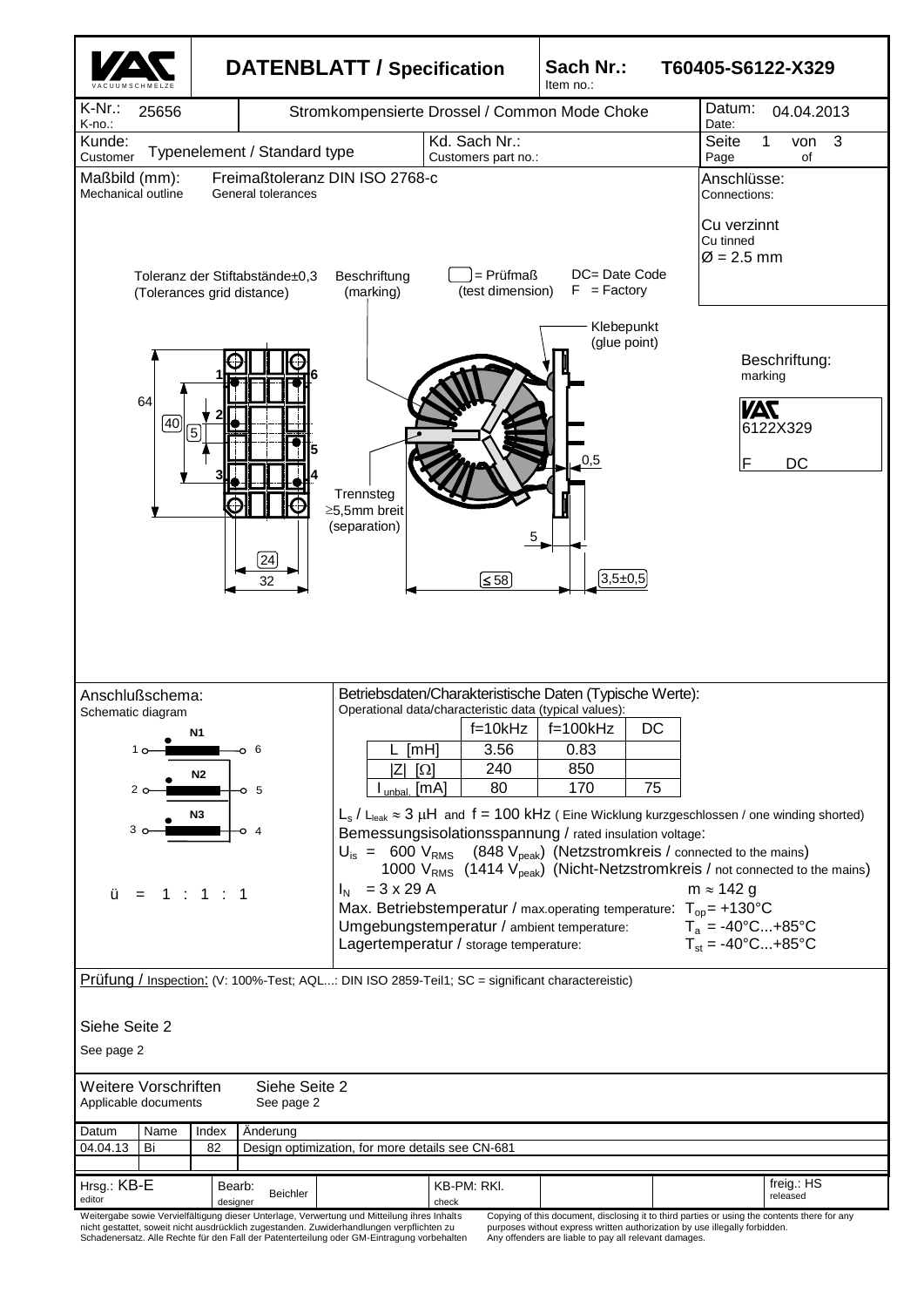# DATENBLATT / Specification

VACUUMSCHMELZE

**Sach Nr.:** T60405-S6122-X329
Item no.:

| K-Nr.: / K-no.: 25656 | Stromkompensierte Drossel / Common Mode Choke | Datum: / Date: 04.04.2013 |
|---|---|---|
| Kunde: / Customer: Typenelement / Standard type | Kd. Sach Nr.: / Customers part no.: | Seite / Page 1 von / of 3 |

**Maßbild (mm):** / Mechanical outline

Freimaßtoleranz DIN ISO 2768-c / General tolerances

Toleranz der Stiftabstände±0,3 (Tolerances grid distance)

Beschriftung (marking)

[ ] = Prüfmaß (test dimension)

DC= Date Code
F = Factory

**Anschlüsse:** / Connections:

Cu verzinnt
Cu tinned
Ø = 2.5 mm

Klebepunkt (glue point)

Trennsteg ≥5,5mm breit (separation)

Dimensions: 64, 40, 5, 24, 32, ≤58, 5, 0,5, 3,5±0,5

Pins: 1, 2, 3, 4, 5, 6

**Beschriftung:** / marking

VAC
6122X329
F DC

**Anschlußschema:** / Schematic diagram

N1: 1 – 6
N2: 2 – 5
N3: 3 – 4

ü = 1 : 1 : 1

**Betriebsdaten/Charakteristische Daten (Typische Werte):** / Operational data/characteristic data (typical values):

| | f=10kHz | f=100kHz | DC |
|---|---|---|---|
| L [mH] | 3.56 | 0.83 | |
| \|Z\| [Ω] | 240 | 850 | |
| $I_{unbal.}$ [mA] | 80 | 170 | 75 |

$L_s$ / $L_{leak}$ ≈ 3 µH and f = 100 kHz ( Eine Wicklung kurzgeschlossen / one winding shorted)

Bemessungsisolationsspannung / rated insulation voltage:

$U_{is}$ = 600 $V_{RMS}$ (848 $V_{peak}$) (Netzstromkreis / connected to the mains)
1000 $V_{RMS}$ (1414 $V_{peak}$) (Nicht-Netzstromkreis / not connected to the mains)

$I_N$ = 3 x 29 A

m ≈ 142 g

Max. Betriebstemperatur / max.operating temperature: $T_{op}$= +130°C

Umgebungstemperatur / ambient temperature: $T_a$ = -40°C...+85°C

Lagertemperatur / storage temperature: $T_{st}$ = -40°C...+85°C

Prüfung / Inspection: (V: 100%-Test; AQL...: DIN ISO 2859-Teil1; SC = significant charactereistic)

Siehe Seite 2

See page 2

Weitere Vorschriften / Applicable documents: Siehe Seite 2 / See page 2

| Datum | Name | Index | Änderung |
|---|---|---|---|
| 04.04.13 | Bi | 82 | Design optimization, for more details see CN-681 |

| Hrsg.: KB-E (editor) | Bearb.: Beichler (designer) | KB-PM: RKl. (check) | freig.: HS (released) |
|---|---|---|---|

Weitergabe sowie Vervielfältigung dieser Unterlage, Verwertung und Mitteilung ihres Inhalts nicht gestattet, soweit nicht ausdrücklich zugestanden. Zuwiderhandlungen verpflichten zu Schadenersatz. Alle Rechte für den Fall der Patenterteilung oder GM-Eintragung vorbehalten

Copying of this document, disclosing it to third parties or using the contents there for any purposes without express written authorization by use illegally forbidden. Any offenders are liable to pay all relevant damages.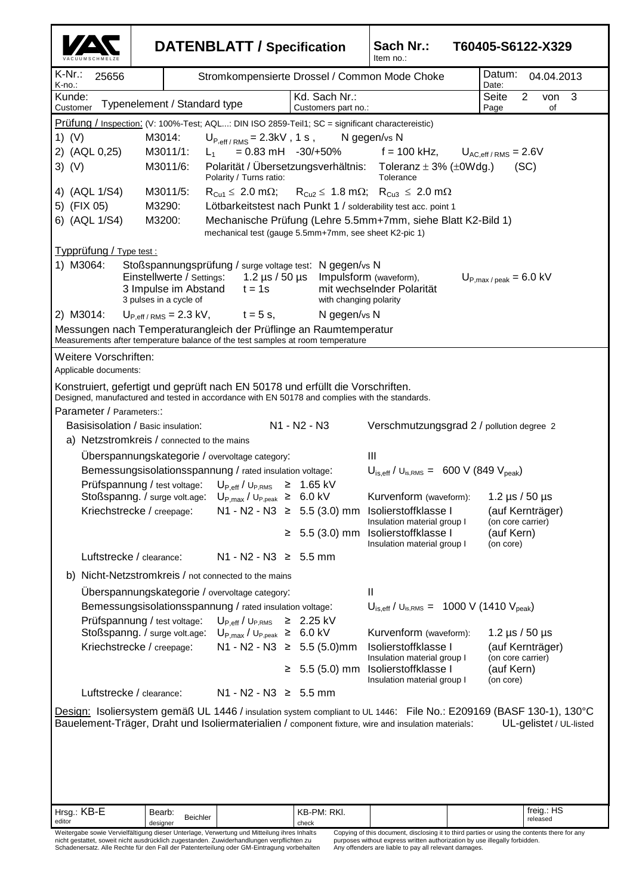# DATENBLATT / Specification

**Sach Nr.:** / Item no.: **T60405-S6122-X329**

| K-Nr.: / K-no.: 25656 | Stromkompensierte Drossel / Common Mode Choke | Datum: / Date: 04.04.2013 |
|---|---|---|
| Kunde: / Customer: Typenelement / Standard type | Kd. Sach Nr.: / Customers part no.: | Seite 2 von 3 / Page 2 of 3 |

**Prüfung / Inspection:** (V: 100%-Test; AQL...: DIN ISO 2859-Teil1; SC = significant charactereistic)

1) (V) M3014: $U_{P,eff / RMS}$ = 2.3kV , 1 s , N gegen/vs N

2) (AQL 0,25) M3011/1: $L_1$ = 0.83 mH -30/+50% f = 100 kHz, $U_{AC,eff / RMS}$ = 2.6V

3) (V) M3011/6: Polarität / Übersetzungsverhältnis: / Polarity / Turns ratio: Toleranz ± 3% (±0Wdg.) / Tolerance (SC)

4) (AQL 1/S4) M3011/5: $R_{Cu1} \leq$ 2.0 mΩ; $R_{Cu2} \leq$ 1.8 mΩ; $R_{Cu3} \leq$ 2.0 mΩ

5) (FIX 05) M3290: Lötbarkeitstest nach Punkt 1 / solderability test acc. point 1

6) (AQL 1/S4) M3200: Mechanische Prüfung (Lehre 5.5mm+7mm, siehe Blatt K2-Bild 1) / mechanical test (gauge 5.5mm+7mm, see sheet K2-pic 1)

**Typprüfung / Type test :**

1) M3064: Stoßspannungsprüfung / surge voltage test: N gegen/vs N
Einstellwerte / Settings: 1.2 µs / 50 µs Impulsform (waveform), $U_{P,max / peak}$ = 6.0 kV
3 Impulse im Abstand / 3 pulses in a cycle of t = 1s mit wechselnder Polarität / with changing polarity

2) M3014: $U_{P,eff / RMS}$ = 2.3 kV, t = 5 s, N gegen/vs N

Messungen nach Temperaturangleich der Prüflinge an Raumtemperatur
Measurements after temperature balance of the test samples at room temperature

**Weitere Vorschriften:**
Applicable documents:

Konstruiert, gefertigt und geprüft nach EN 50178 und erfüllt die Vorschriften.
Designed, manufactured and tested in accordance with EN 50178 and complies with the standards.

**Parameter / Parameters:**

Basisisolation / Basic insulation: N1 - N2 - N3 Verschmutzungsgrad 2 / pollution degree 2

a) Netzstromkreis / connected to the mains

- Überspannungskategorie / overvoltage category: III
- Bemessungsisolationsspannung / rated insulation voltage: $U_{is,eff}$ / $U_{is,RMS}$ = 600 V (849 $V_{peak}$)
- Prüfspannung / test voltage: $U_{P,eff}$ / $U_{P,RMS}$ ≥ 1.65 kV
- Stoßspanng. / surge volt.age: $U_{P,max}$ / $U_{P,peak}$ ≥ 6.0 kV Kurvenform (waveform): 1.2 µs / 50 µs
- Kriechstrecke / creepage: N1 - N2 - N3 ≥ 5.5 (3.0) mm Isolierstoffklasse I / Insulation material group I (auf Kernträger) / (on core carrier)
  ≥ 5.5 (3.0) mm Isolierstoffklasse I / Insulation material group I (auf Kern) / (on core)
- Luftstrecke / clearance: N1 - N2 - N3 ≥ 5.5 mm

b) Nicht-Netzstromkreis / not connected to the mains

- Überspannungskategorie / overvoltage category: II
- Bemessungsisolationsspannung / rated insulation voltage: $U_{is,eff}$ / $U_{is,RMS}$ = 1000 V (1410 $V_{peak}$)
- Prüfspannung / test voltage: $U_{P,eff}$ / $U_{P,RMS}$ ≥ 2.25 kV
- Stoßspanng. / surge volt.age: $U_{P,max}$ / $U_{P,peak}$ ≥ 6.0 kV Kurvenform (waveform): 1.2 µs / 50 µs
- Kriechstrecke / creepage: N1 - N2 - N3 ≥ 5.5 (5.0)mm Isolierstoffklasse I / Insulation material group I (auf Kernträger) / (on core carrier)
  ≥ 5.5 (5.0) mm Isolierstoffklasse I / Insulation material group I (auf Kern) / (on core)
- Luftstrecke / clearance: N1 - N2 - N3 ≥ 5.5 mm

**Design:** Isoliersystem gemäß UL 1446 / insulation system compliant to UL 1446: File No.: E209169 (BASF 130-1), 130°C
Bauelement-Träger, Draht und Isoliermaterialien / component fixture, wire and insulation materials: UL-gelistet / UL-listed

| Hrsg.: KB-E / editor | Bearb.: Beichler / designer | KB-PM: RKl. / check | freig.: HS / released |
|---|---|---|---|

Weitergabe sowie Vervielfältigung dieser Unterlage, Verwertung und Mitteilung ihres Inhalts nicht gestattet, soweit nicht ausdrücklich zugestanden. Zuwiderhandlungen verpflichten zu Schadenersatz. Alle Rechte für den Fall der Patenterteilung oder GM-Eintragung vorbehalten

Copying of this document, disclosing it to third parties or using the contents there for any purposes without express written authorization by use illegally forbidden. Any offenders are liable to pay all relevant damages.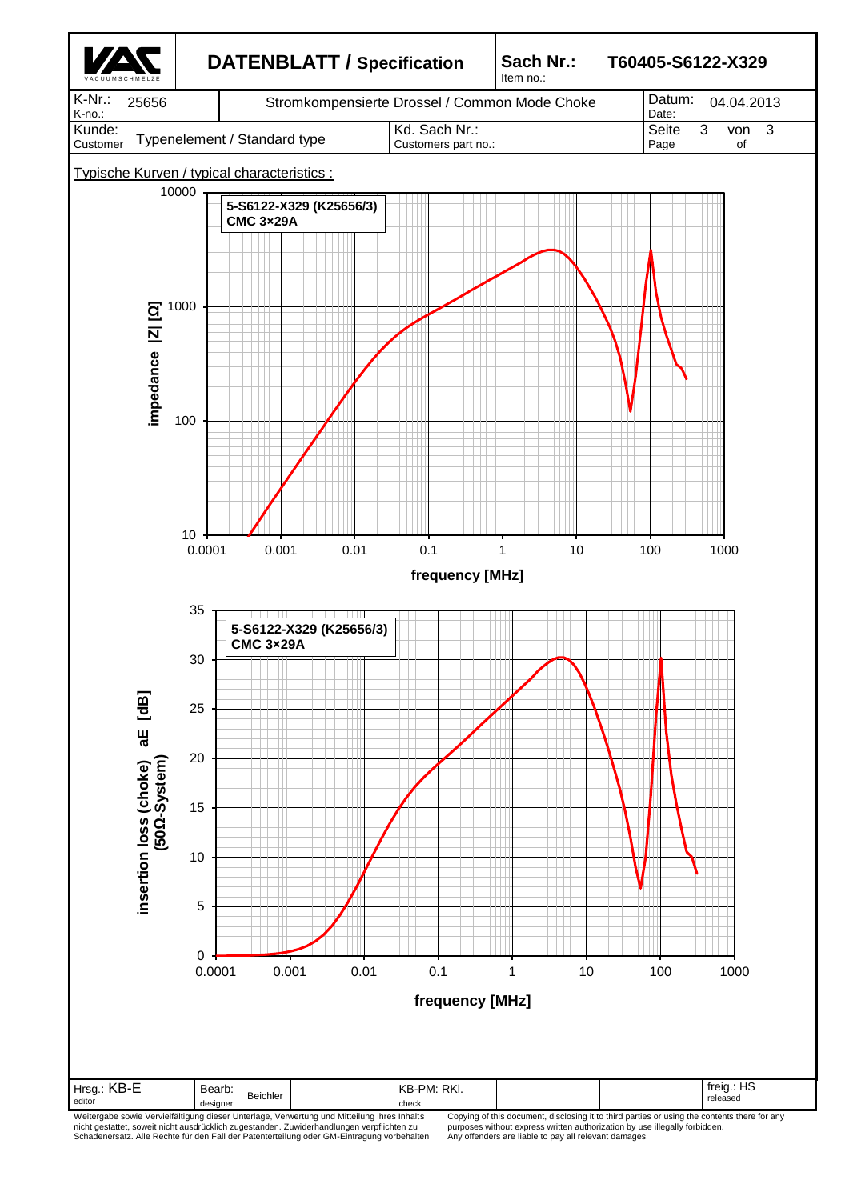DATENBLATT / Specification

Sach Nr.: T60405-S6122-X329
Item no.:

| | | | |
|---|---|---|---|
| K-Nr.: K-no.: 25656 | Stromkompensierte Drossel / Common Mode Choke | | Datum: Date: 04.04.2013 |
| Kunde: Customer: Typenelement / Standard type | Kd. Sach Nr.: Customers part no.: | | Seite 3 von 3 Page of |

Typische Kurven / typical characteristics :

5-S6122-X329 (K25656/3)
CMC 3×29A

impedance |Z| [Ω]

10000
1000
100
10

0.0001 0.001 0.01 0.1 1 10 100 1000

frequency [MHz]

5-S6122-X329 (K25656/3)
CMC 3×29A

insertion loss (choke) aE [dB]
(50Ω-System)

35
30
25
20
15
10
5
0

0.0001 0.001 0.01 0.1 1 10 100 1000

frequency [MHz]

| | | | |
|---|---|---|---|
| Hrsg.: KB-E editor | Bearb: designer Beichler | KB-PM: RKl. check | freig.: HS released |

Weitergabe sowie Vervielfältigung dieser Unterlage, Verwertung und Mitteilung ihres Inhalts nicht gestattet, soweit nicht ausdrücklich zugestanden. Zuwiderhandlungen verpflichten zu Schadenersatz. Alle Rechte für den Fall der Patenterteilung oder GM-Eintragung vorbehalten

Copying of this document, disclosing it to third parties or using the contents there for any purposes without express written authorization by use illegally forbidden. Any offenders are liable to pay all relevant damages.